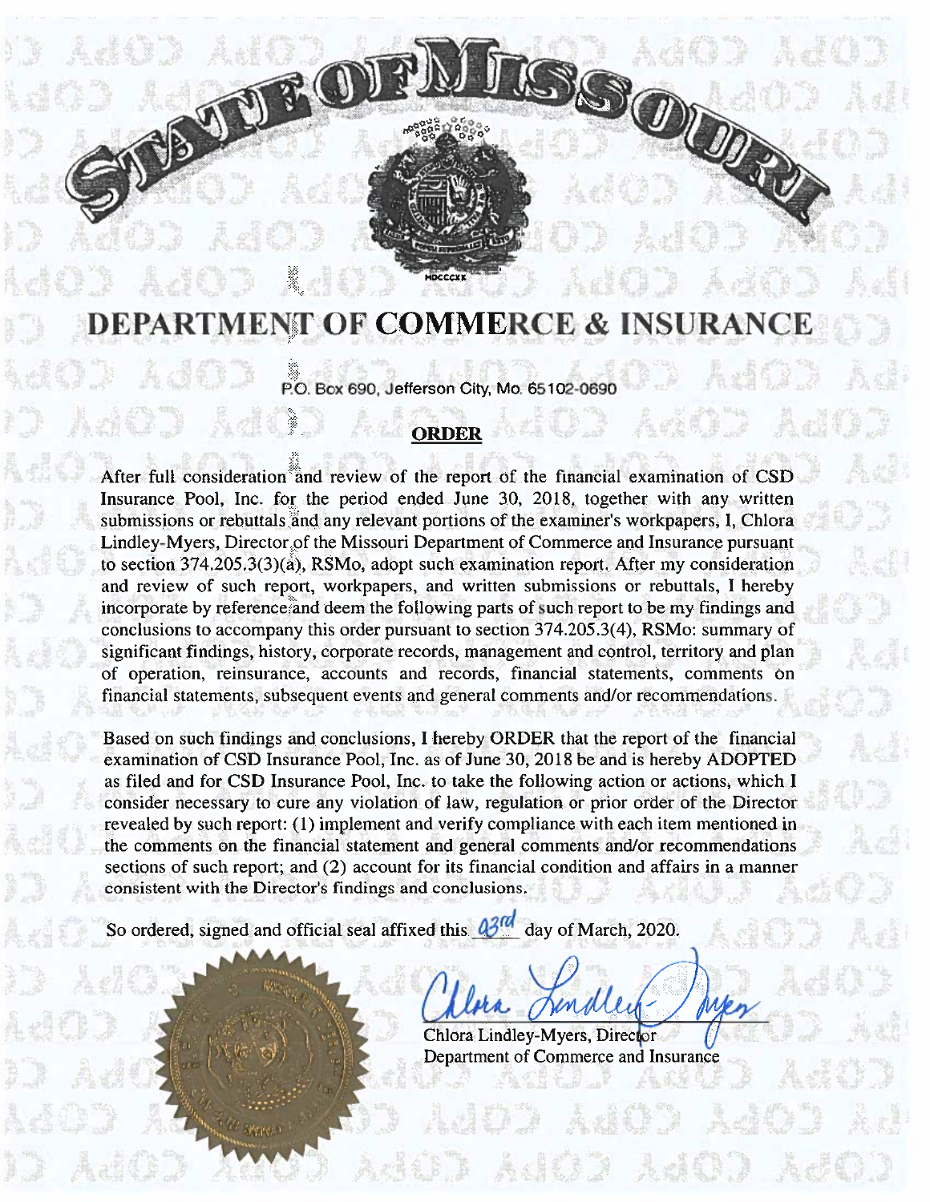# STATE OF MISSOURI

# DEPARTMENT OF COMMERCE & INSURANCE

P.O. Box 690, Jefferson City, Mo. 65102-0690

## ORDER

After full consideration and review of the report of the financial examination of CSD Insurance Pool, Inc. for the period ended June 30, 2018, together with any written submissions or rebuttals and any relevant portions of the examiner's workpapers, I, Chlora Lindley-Myers, Director of the Missouri Department of Commerce and Insurance pursuant to section 374.205.3(3)(a), RSMo, adopt such examination report. After my consideration and review of such report, workpapers, and written submissions or rebuttals, I hereby incorporate by reference and deem the following parts of such report to be my findings and conclusions to accompany this order pursuant to section 374.205.3(4), RSMo: summary of significant findings, history, corporate records, management and control, territory and plan of operation, reinsurance, accounts and records, financial statements, comments on financial statements, subsequent events and general comments and/or recommendations.

Based on such findings and conclusions, I hereby ORDER that the report of the financial examination of CSD Insurance Pool, Inc. as of June 30, 2018 be and is hereby ADOPTED as filed and for CSD Insurance Pool, Inc. to take the following action or actions, which I consider necessary to cure any violation of law, regulation or prior order of the Director revealed by such report: (1) implement and verify compliance with each item mentioned in the comments on the financial statement and general comments and/or recommendations sections of such report; and (2) account for its financial condition and affairs in a manner consistent with the Director's findings and conclusions.

So ordered, signed and official seal affixed this 03rd day of March, 2020.

Chlora Lindley-Myers, Director
Department of Commerce and Insurance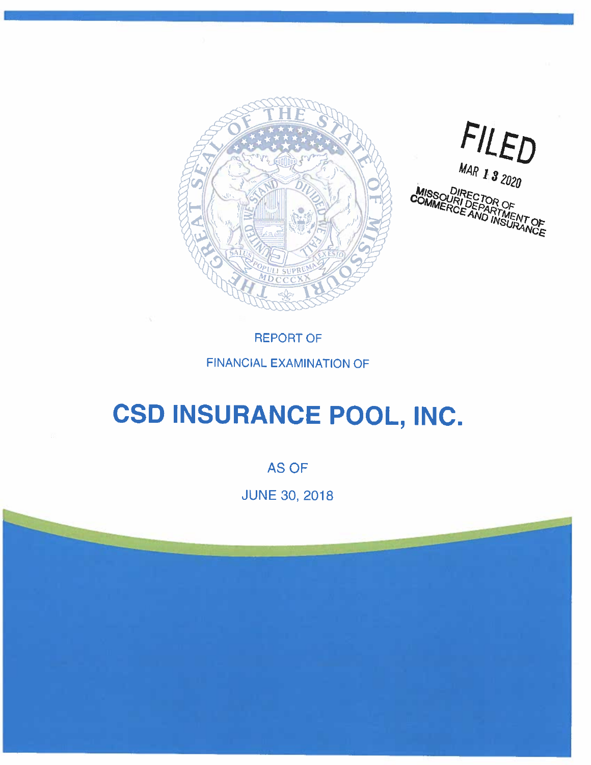FILED

MAR 13 2020

DIRECTOR OF
MISSOURI DEPARTMENT OF
COMMERCE AND INSURANCE

REPORT OF

FINANCIAL EXAMINATION OF

# CSD INSURANCE POOL, INC.

AS OF

JUNE 30, 2018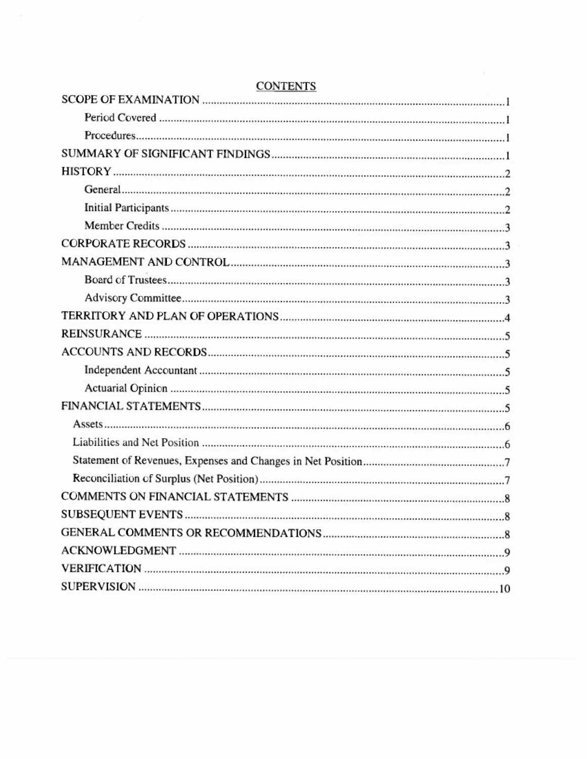# CONTENTS

| | |
|---|---|
| SCOPE OF EXAMINATION | 1 |
| Period Covered | 1 |
| Procedures | 1 |
| SUMMARY OF SIGNIFICANT FINDINGS | 1 |
| HISTORY | 2 |
| General | 2 |
| Initial Participants | 2 |
| Member Credits | 3 |
| CORPORATE RECORDS | 3 |
| MANAGEMENT AND CONTROL | 3 |
| Board of Trustees | 3 |
| Advisory Committee | 3 |
| TERRITORY AND PLAN OF OPERATIONS | 4 |
| REINSURANCE | 5 |
| ACCOUNTS AND RECORDS | 5 |
| Independent Accountant | 5 |
| Actuarial Opinion | 5 |
| FINANCIAL STATEMENTS | 5 |
| Assets | 6 |
| Liabilities and Net Position | 6 |
| Statement of Revenues, Expenses and Changes in Net Position | 7 |
| Reconciliation of Surplus (Net Position) | 7 |
| COMMENTS ON FINANCIAL STATEMENTS | 8 |
| SUBSEQUENT EVENTS | 8 |
| GENERAL COMMENTS OR RECOMMENDATIONS | 8 |
| ACKNOWLEDGMENT | 9 |
| VERIFICATION | 9 |
| SUPERVISION | 10 |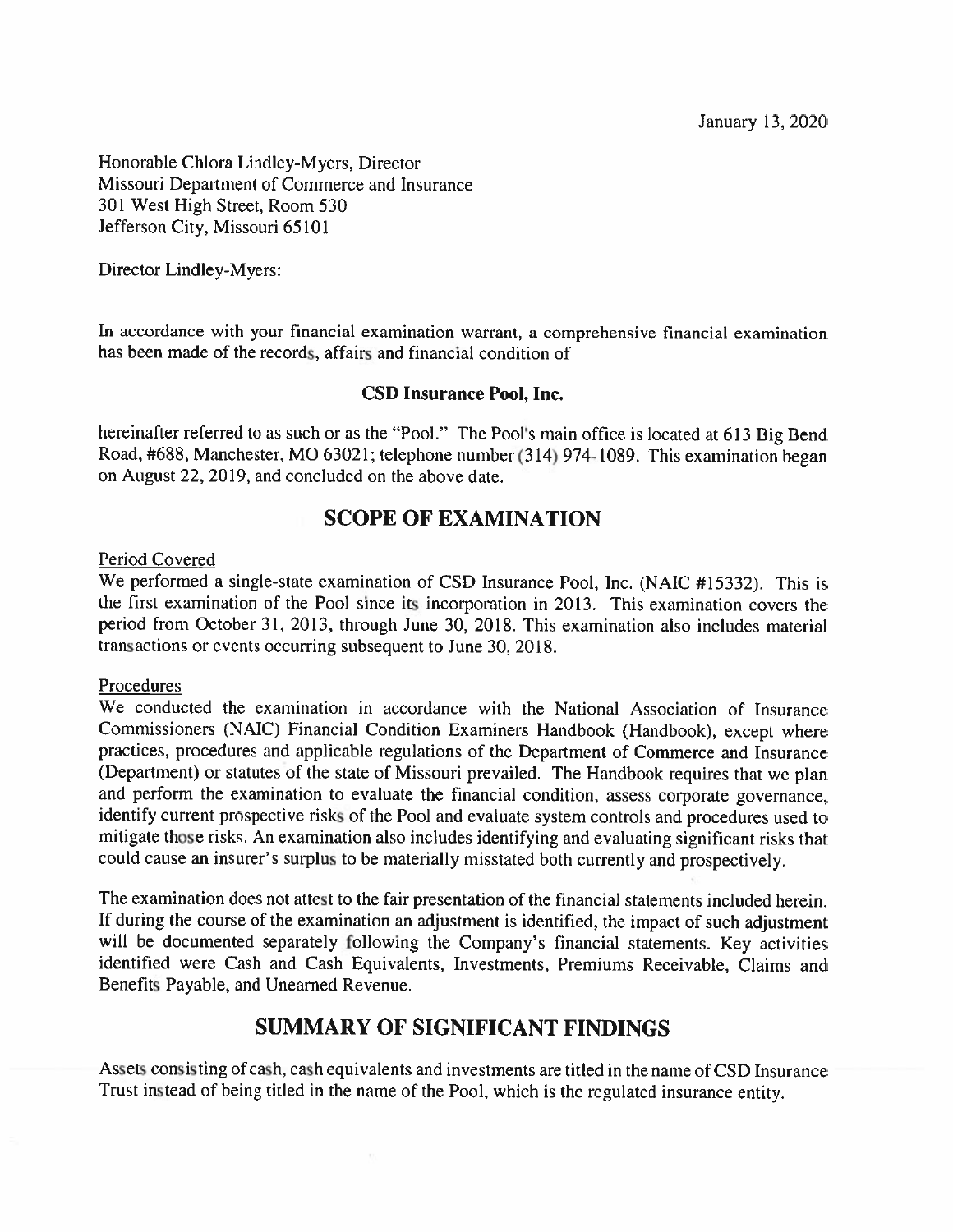January 13, 2020

Honorable Chlora Lindley-Myers, Director
Missouri Department of Commerce and Insurance
301 West High Street, Room 530
Jefferson City, Missouri 65101

Director Lindley-Myers:

In accordance with your financial examination warrant, a comprehensive financial examination has been made of the records, affairs and financial condition of

**CSD Insurance Pool, Inc.**

hereinafter referred to as such or as the "Pool." The Pool's main office is located at 613 Big Bend Road, #688, Manchester, MO 63021; telephone number (314) 974-1089. This examination began on August 22, 2019, and concluded on the above date.

## SCOPE OF EXAMINATION

Period Covered

We performed a single-state examination of CSD Insurance Pool, Inc. (NAIC #15332). This is the first examination of the Pool since its incorporation in 2013. This examination covers the period from October 31, 2013, through June 30, 2018. This examination also includes material transactions or events occurring subsequent to June 30, 2018.

Procedures

We conducted the examination in accordance with the National Association of Insurance Commissioners (NAIC) Financial Condition Examiners Handbook (Handbook), except where practices, procedures and applicable regulations of the Department of Commerce and Insurance (Department) or statutes of the state of Missouri prevailed. The Handbook requires that we plan and perform the examination to evaluate the financial condition, assess corporate governance, identify current prospective risks of the Pool and evaluate system controls and procedures used to mitigate those risks. An examination also includes identifying and evaluating significant risks that could cause an insurer's surplus to be materially misstated both currently and prospectively.

The examination does not attest to the fair presentation of the financial statements included herein. If during the course of the examination an adjustment is identified, the impact of such adjustment will be documented separately following the Company's financial statements. Key activities identified were Cash and Cash Equivalents, Investments, Premiums Receivable, Claims and Benefits Payable, and Unearned Revenue.

## SUMMARY OF SIGNIFICANT FINDINGS

Assets consisting of cash, cash equivalents and investments are titled in the name of CSD Insurance Trust instead of being titled in the name of the Pool, which is the regulated insurance entity.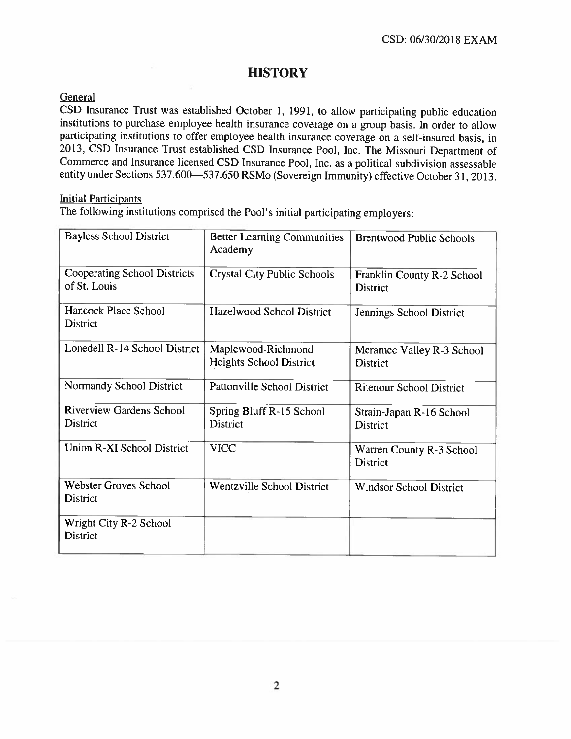# HISTORY

## General

CSD Insurance Trust was established October 1, 1991, to allow participating public education institutions to purchase employee health insurance coverage on a group basis. In order to allow participating institutions to offer employee health insurance coverage on a self-insured basis, in 2013, CSD Insurance Trust established CSD Insurance Pool, Inc. The Missouri Department of Commerce and Insurance licensed CSD Insurance Pool, Inc. as a political subdivision assessable entity under Sections 537.600—537.650 RSMo (Sovereign Immunity) effective October 31, 2013.

## Initial Participants

The following institutions comprised the Pool's initial participating employers:

| | | |
|---|---|---|
| Bayless School District | Better Learning Communities Academy | Brentwood Public Schools |
| Cooperating School Districts of St. Louis | Crystal City Public Schools | Franklin County R-2 School District |
| Hancock Place School District | Hazelwood School District | Jennings School District |
| Lonedell R-14 School District | Maplewood-Richmond Heights School District | Meramec Valley R-3 School District |
| Normandy School District | Pattonville School District | Ritenour School District |
| Riverview Gardens School District | Spring Bluff R-15 School District | Strain-Japan R-16 School District |
| Union R-XI School District | VICC | Warren County R-3 School District |
| Webster Groves School District | Wentzville School District | Windsor School District |
| Wright City R-2 School District | | |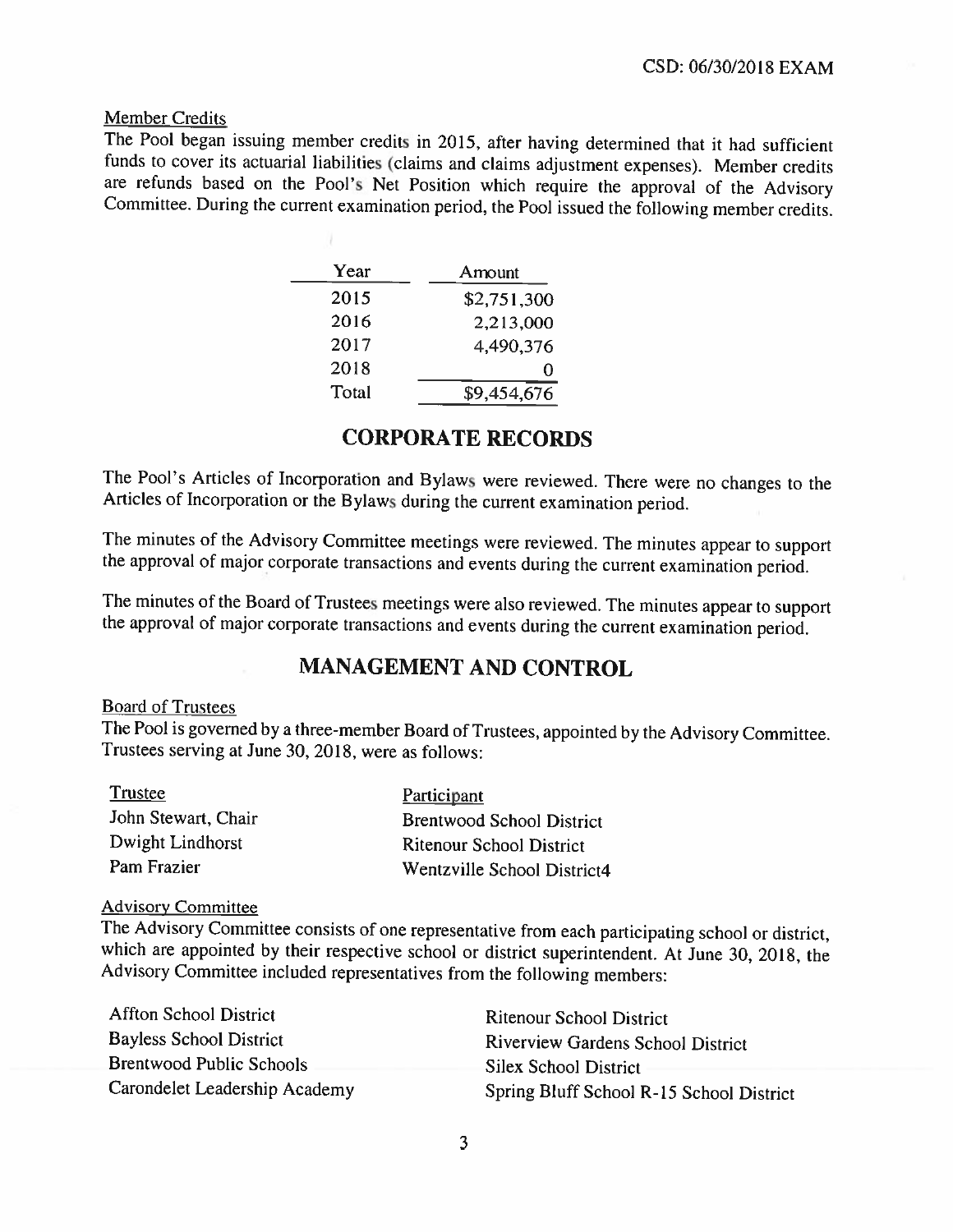Member Credits

The Pool began issuing member credits in 2015, after having determined that it had sufficient funds to cover its actuarial liabilities (claims and claims adjustment expenses). Member credits are refunds based on the Pool's Net Position which require the approval of the Advisory Committee. During the current examination period, the Pool issued the following member credits.

| Year | Amount |
|---|---|
| 2015 | $2,751,300 |
| 2016 | 2,213,000 |
| 2017 | 4,490,376 |
| 2018 | 0 |
| Total | $9,454,676 |

## CORPORATE RECORDS

The Pool's Articles of Incorporation and Bylaws were reviewed. There were no changes to the Articles of Incorporation or the Bylaws during the current examination period.

The minutes of the Advisory Committee meetings were reviewed. The minutes appear to support the approval of major corporate transactions and events during the current examination period.

The minutes of the Board of Trustees meetings were also reviewed. The minutes appear to support the approval of major corporate transactions and events during the current examination period.

## MANAGEMENT AND CONTROL

Board of Trustees

The Pool is governed by a three-member Board of Trustees, appointed by the Advisory Committee. Trustees serving at June 30, 2018, were as follows:

| Trustee | Participant |
|---|---|
| John Stewart, Chair | Brentwood School District |
| Dwight Lindhorst | Ritenour School District |
| Pam Frazier | Wentzville School District4 |

Advisory Committee

The Advisory Committee consists of one representative from each participating school or district, which are appointed by their respective school or district superintendent. At June 30, 2018, the Advisory Committee included representatives from the following members:

| | |
|---|---|
| Affton School District | Ritenour School District |
| Bayless School District | Riverview Gardens School District |
| Brentwood Public Schools | Silex School District |
| Carondelet Leadership Academy | Spring Bluff School R-15 School District |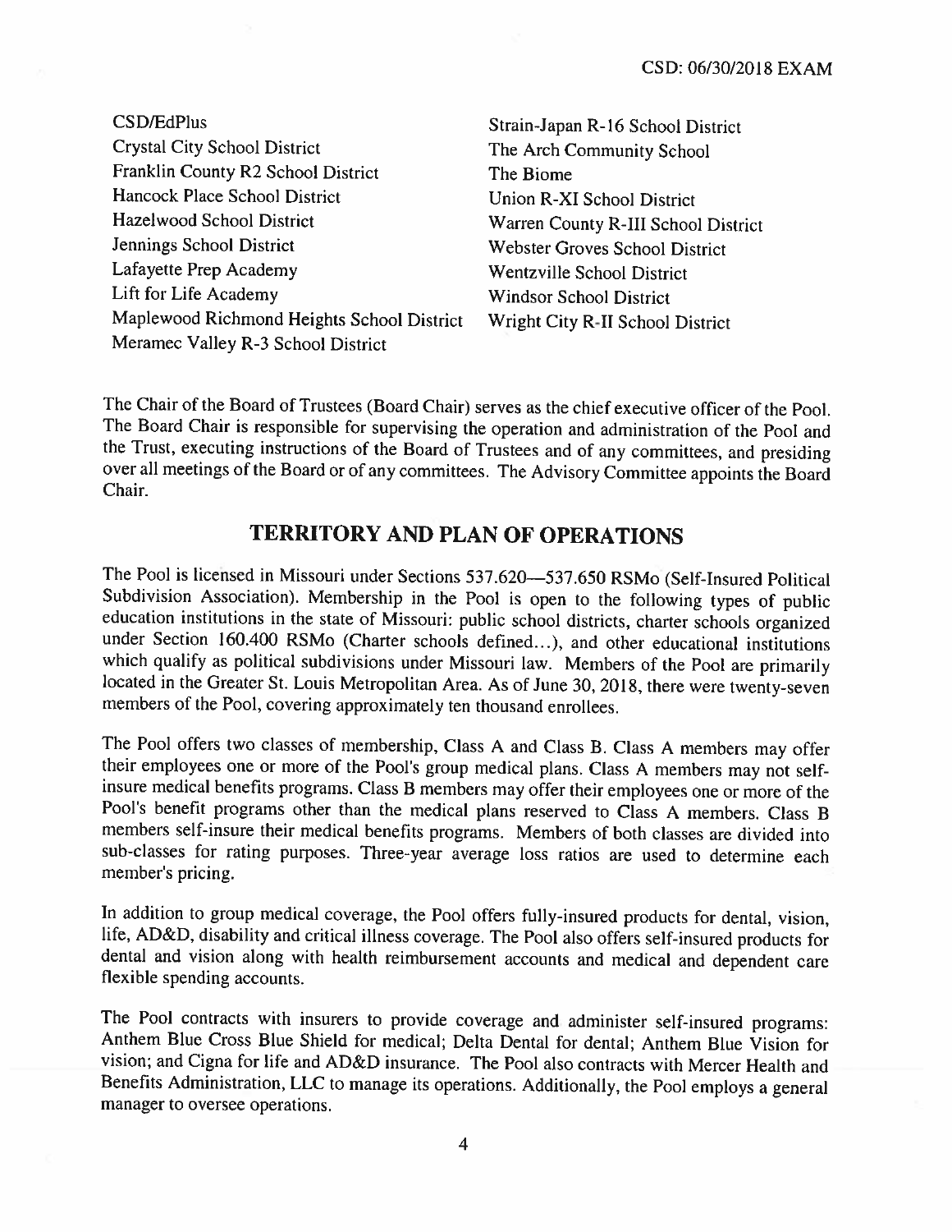- CSD/EdPlus
- Crystal City School District
- Franklin County R2 School District
- Hancock Place School District
- Hazelwood School District
- Jennings School District
- Lafayette Prep Academy
- Lift for Life Academy
- Maplewood Richmond Heights School District
- Meramec Valley R-3 School District
- Strain-Japan R-16 School District
- The Arch Community School
- The Biome
- Union R-XI School District
- Warren County R-III School District
- Webster Groves School District
- Wentzville School District
- Windsor School District
- Wright City R-II School District

The Chair of the Board of Trustees (Board Chair) serves as the chief executive officer of the Pool. The Board Chair is responsible for supervising the operation and administration of the Pool and the Trust, executing instructions of the Board of Trustees and of any committees, and presiding over all meetings of the Board or of any committees. The Advisory Committee appoints the Board Chair.

## TERRITORY AND PLAN OF OPERATIONS

The Pool is licensed in Missouri under Sections 537.620—537.650 RSMo (Self-Insured Political Subdivision Association). Membership in the Pool is open to the following types of public education institutions in the state of Missouri: public school districts, charter schools organized under Section 160.400 RSMo (Charter schools defined…), and other educational institutions which qualify as political subdivisions under Missouri law. Members of the Pool are primarily located in the Greater St. Louis Metropolitan Area. As of June 30, 2018, there were twenty-seven members of the Pool, covering approximately ten thousand enrollees.

The Pool offers two classes of membership, Class A and Class B. Class A members may offer their employees one or more of the Pool's group medical plans. Class A members may not self-insure medical benefits programs. Class B members may offer their employees one or more of the Pool's benefit programs other than the medical plans reserved to Class A members. Class B members self-insure their medical benefits programs. Members of both classes are divided into sub-classes for rating purposes. Three-year average loss ratios are used to determine each member's pricing.

In addition to group medical coverage, the Pool offers fully-insured products for dental, vision, life, AD&D, disability and critical illness coverage. The Pool also offers self-insured products for dental and vision along with health reimbursement accounts and medical and dependent care flexible spending accounts.

The Pool contracts with insurers to provide coverage and administer self-insured programs: Anthem Blue Cross Blue Shield for medical; Delta Dental for dental; Anthem Blue Vision for vision; and Cigna for life and AD&D insurance. The Pool also contracts with Mercer Health and Benefits Administration, LLC to manage its operations. Additionally, the Pool employs a general manager to oversee operations.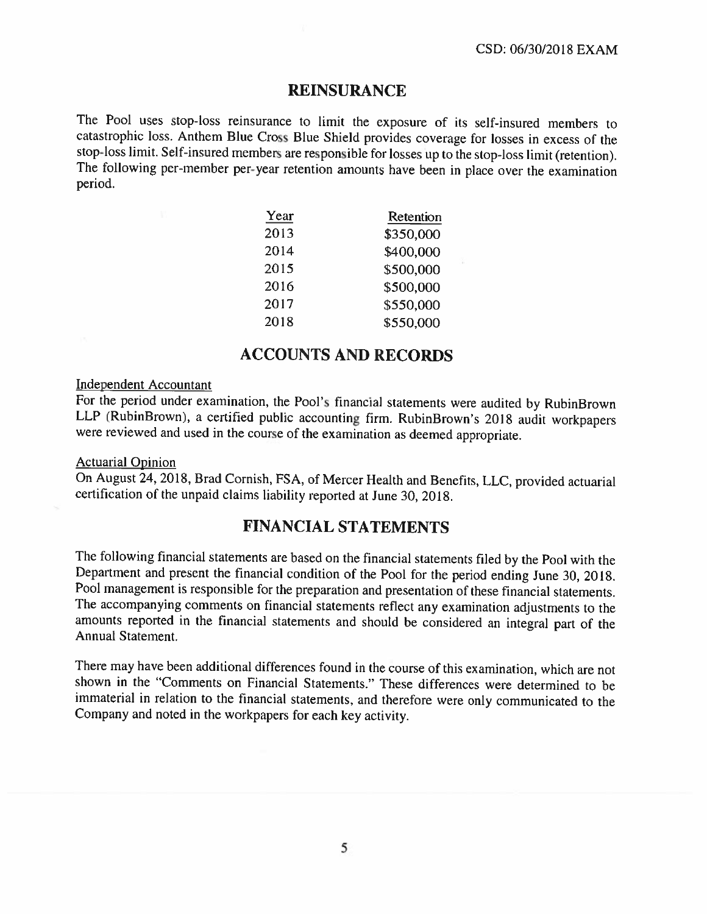## REINSURANCE

The Pool uses stop-loss reinsurance to limit the exposure of its self-insured members to catastrophic loss. Anthem Blue Cross Blue Shield provides coverage for losses in excess of the stop-loss limit. Self-insured members are responsible for losses up to the stop-loss limit (retention). The following per-member per-year retention amounts have been in place over the examination period.

| Year | Retention |
|---|---|
| 2013 | $350,000 |
| 2014 | $400,000 |
| 2015 | $500,000 |
| 2016 | $500,000 |
| 2017 | $550,000 |
| 2018 | $550,000 |

## ACCOUNTS AND RECORDS

Independent Accountant

For the period under examination, the Pool's financial statements were audited by RubinBrown LLP (RubinBrown), a certified public accounting firm. RubinBrown's 2018 audit workpapers were reviewed and used in the course of the examination as deemed appropriate.

Actuarial Opinion

On August 24, 2018, Brad Cornish, FSA, of Mercer Health and Benefits, LLC, provided actuarial certification of the unpaid claims liability reported at June 30, 2018.

## FINANCIAL STATEMENTS

The following financial statements are based on the financial statements filed by the Pool with the Department and present the financial condition of the Pool for the period ending June 30, 2018. Pool management is responsible for the preparation and presentation of these financial statements. The accompanying comments on financial statements reflect any examination adjustments to the amounts reported in the financial statements and should be considered an integral part of the Annual Statement.

There may have been additional differences found in the course of this examination, which are not shown in the "Comments on Financial Statements." These differences were determined to be immaterial in relation to the financial statements, and therefore were only communicated to the Company and noted in the workpapers for each key activity.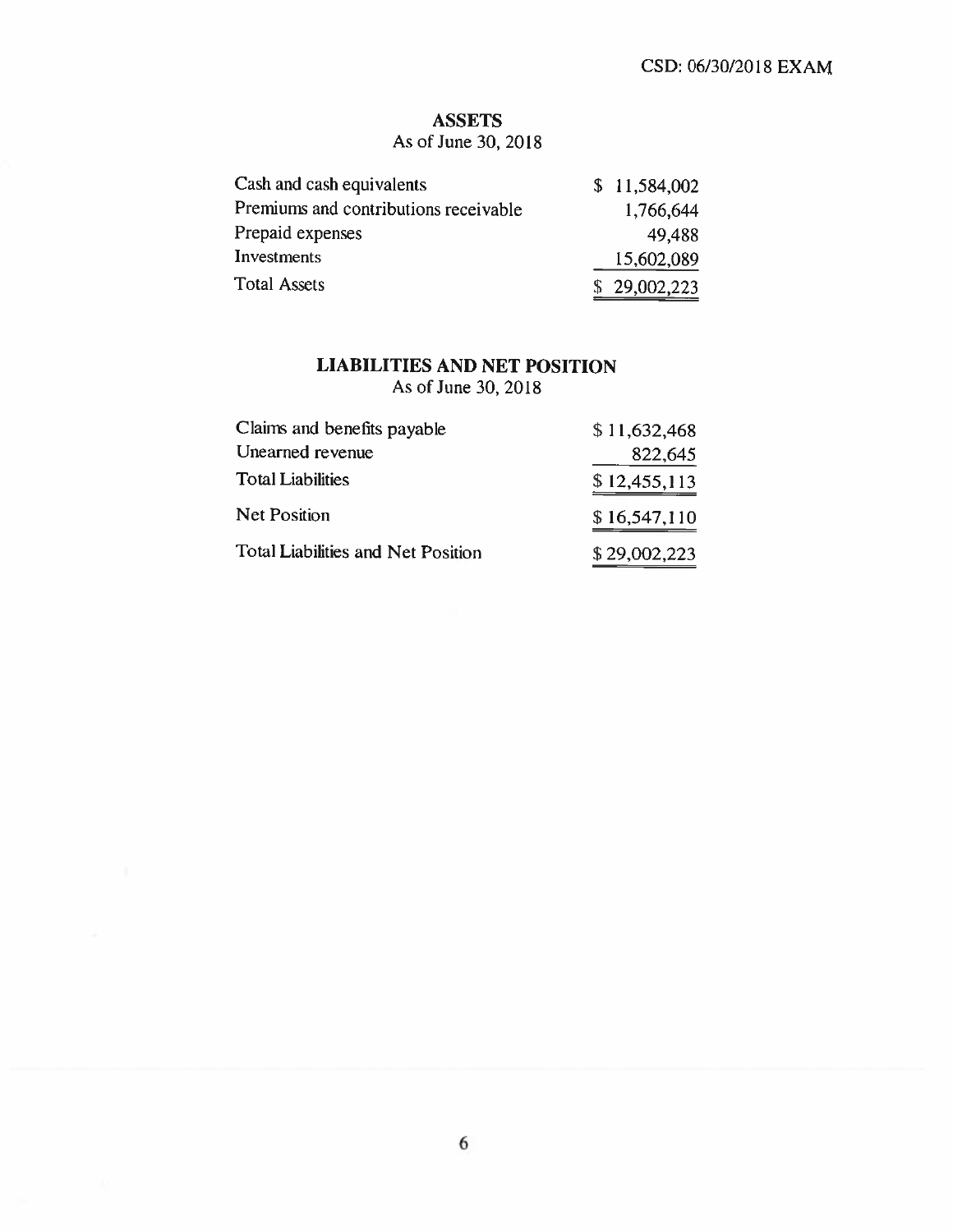## ASSETS

As of June 30, 2018

| | |
|---|---|
| Cash and cash equivalents | $ 11,584,002 |
| Premiums and contributions receivable | 1,766,644 |
| Prepaid expenses | 49,488 |
| Investments | 15,602,089 |
| Total Assets | $ 29,002,223 |

## LIABILITIES AND NET POSITION

As of June 30, 2018

| | |
|---|---|
| Claims and benefits payable | $ 11,632,468 |
| Unearned revenue | 822,645 |
| Total Liabilities | $ 12,455,113 |
| Net Position | $ 16,547,110 |
| Total Liabilities and Net Position | $ 29,002,223 |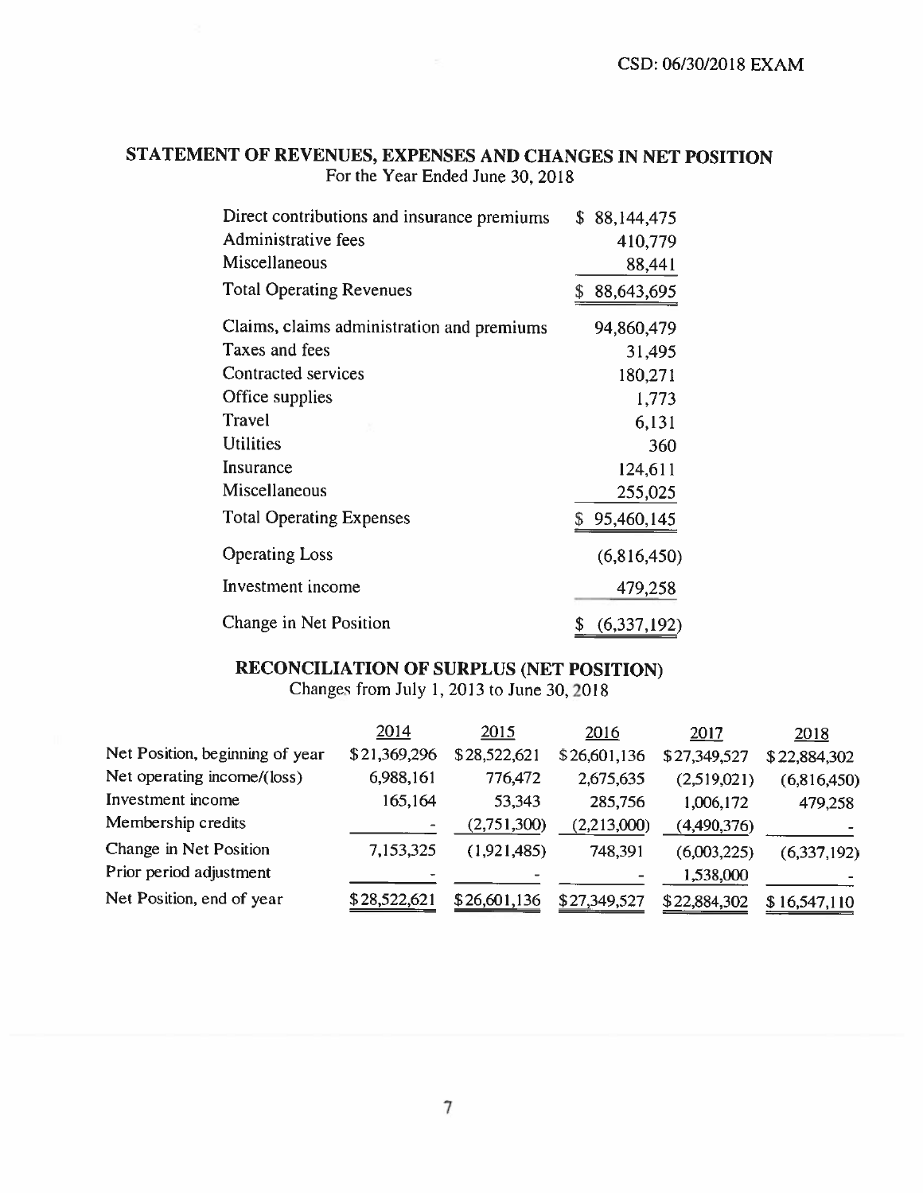## STATEMENT OF REVENUES, EXPENSES AND CHANGES IN NET POSITION

For the Year Ended June 30, 2018

| | |
|---|---|
| Direct contributions and insurance premiums | $ 88,144,475 |
| Administrative fees | 410,779 |
| Miscellaneous | 88,441 |
| Total Operating Revenues | $ 88,643,695 |
| Claims, claims administration and premiums | 94,860,479 |
| Taxes and fees | 31,495 |
| Contracted services | 180,271 |
| Office supplies | 1,773 |
| Travel | 6,131 |
| Utilities | 360 |
| Insurance | 124,611 |
| Miscellaneous | 255,025 |
| Total Operating Expenses | $ 95,460,145 |
| Operating Loss | (6,816,450) |
| Investment income | 479,258 |
| Change in Net Position | $ (6,337,192) |

## RECONCILIATION OF SURPLUS (NET POSITION)

Changes from July 1, 2013 to June 30, 2018

| | 2014 | 2015 | 2016 | 2017 | 2018 |
|---|---|---|---|---|---|
| Net Position, beginning of year | $21,369,296 | $28,522,621 | $26,601,136 | $27,349,527 | $22,884,302 |
| Net operating income/(loss) | 6,988,161 | 776,472 | 2,675,635 | (2,519,021) | (6,816,450) |
| Investment income | 165,164 | 53,343 | 285,756 | 1,006,172 | 479,258 |
| Membership credits | - | (2,751,300) | (2,213,000) | (4,490,376) | - |
| Change in Net Position | 7,153,325 | (1,921,485) | 748,391 | (6,003,225) | (6,337,192) |
| Prior period adjustment | - | - | - | 1,538,000 | - |
| Net Position, end of year | $28,522,621 | $26,601,136 | $27,349,527 | $22,884,302 | $16,547,110 |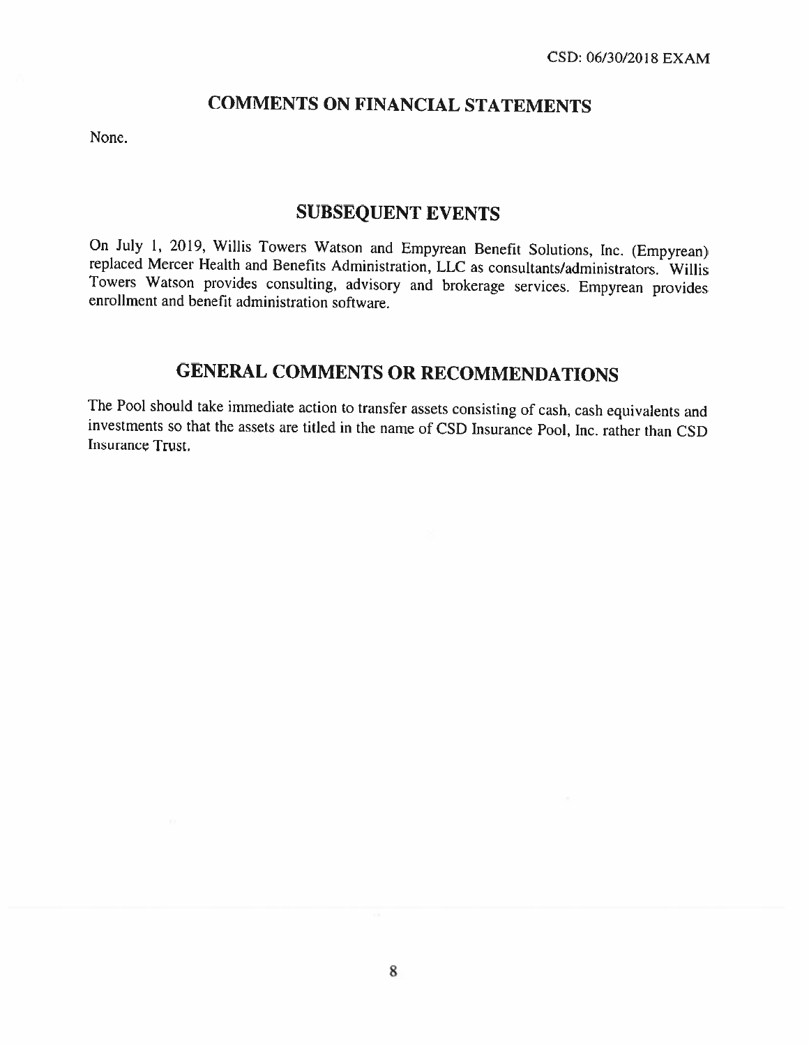## COMMENTS ON FINANCIAL STATEMENTS

None.

## SUBSEQUENT EVENTS

On July 1, 2019, Willis Towers Watson and Empyrean Benefit Solutions, Inc. (Empyrean) replaced Mercer Health and Benefits Administration, LLC as consultants/administrators. Willis Towers Watson provides consulting, advisory and brokerage services. Empyrean provides enrollment and benefit administration software.

## GENERAL COMMENTS OR RECOMMENDATIONS

The Pool should take immediate action to transfer assets consisting of cash, cash equivalents and investments so that the assets are titled in the name of CSD Insurance Pool, Inc. rather than CSD Insurance Trust.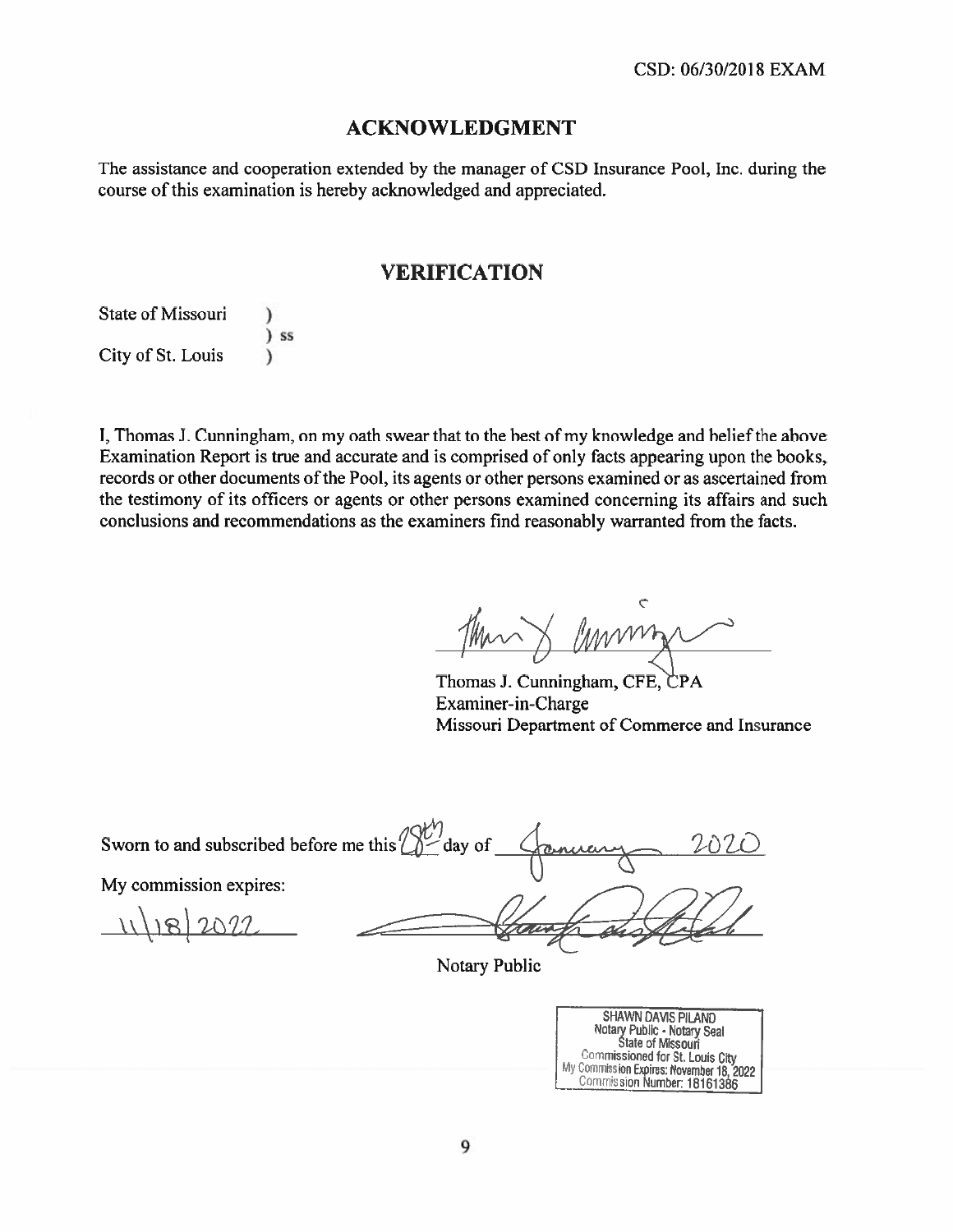## ACKNOWLEDGMENT

The assistance and cooperation extended by the manager of CSD Insurance Pool, Inc. during the course of this examination is hereby acknowledged and appreciated.

## VERIFICATION

State of Missouri )
) ss
City of St. Louis )

I, Thomas J. Cunningham, on my oath swear that to the best of my knowledge and belief the above Examination Report is true and accurate and is comprised of only facts appearing upon the books, records or other documents of the Pool, its agents or other persons examined or as ascertained from the testimony of its officers or agents or other persons examined concerning its affairs and such conclusions and recommendations as the examiners find reasonably warranted from the facts.

Thomas J. Cunningham, CFE, CPA
Examiner-in-Charge
Missouri Department of Commerce and Insurance

Sworn to and subscribed before me this 28th day of January 2020

My commission expires:

11/18/2022

Notary Public

SHAWN DAVIS PILAND
Notary Public - Notary Seal
State of Missouri
Commissioned for St. Louis City
My Commission Expires: November 18, 2022
Commission Number: 18161386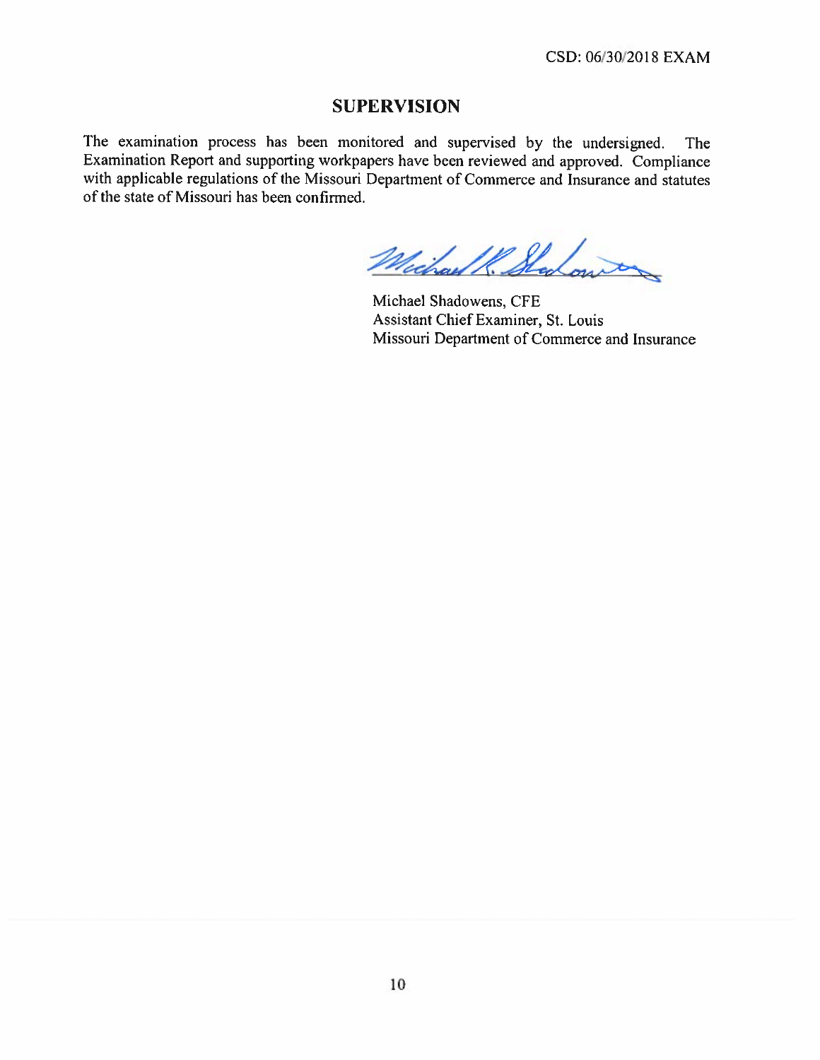## SUPERVISION

The examination process has been monitored and supervised by the undersigned. The Examination Report and supporting workpapers have been reviewed and approved. Compliance with applicable regulations of the Missouri Department of Commerce and Insurance and statutes of the state of Missouri has been confirmed.

Michael Shadowens, CFE
Assistant Chief Examiner, St. Louis
Missouri Department of Commerce and Insurance